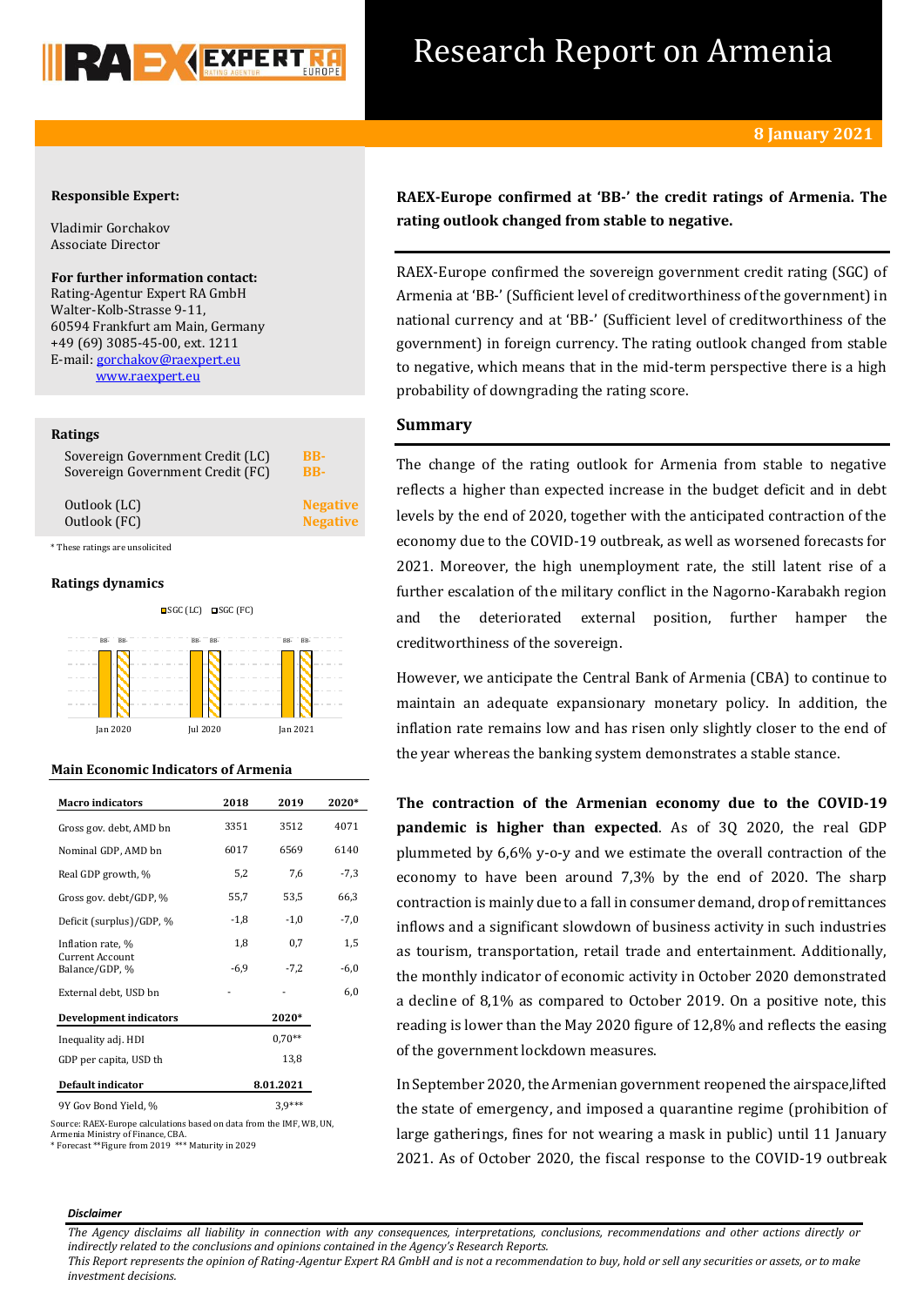# Research Report on Armenia

**8 January 2021**

**Responsible Expert:**

Vladimir Gorchakov
Associate Director

**For further information contact:**
Rating-Agentur Expert RA GmbH
Walter-Kolb-Strasse 9-11,
60594 Frankfurt am Main, Germany
+49 (69) 3085-45-00, ext. 1211
E-mail: gorchakov@raexpert.eu
www.raexpert.eu

**Ratings**

| | |
|---|---|
| Sovereign Government Credit (LC) | BB- |
| Sovereign Government Credit (FC) | BB- |
| Outlook (LC) | Negative |
| Outlook (FC) | Negative |

\* These ratings are unsolicited

**Ratings dynamics**

SGC (LC) / SGC (FC): Jan 2020 BB- / BB-; Jul 2020 BB- / BB-; Jan 2021 BB- / BB-

**Main Economic Indicators of Armenia**

| Macro indicators | 2018 | 2019 | 2020* |
|---|---|---|---|
| Gross gov. debt, AMD bn | 3351 | 3512 | 4071 |
| Nominal GDP, AMD bn | 6017 | 6569 | 6140 |
| Real GDP growth, % | 5,2 | 7,6 | -7,3 |
| Gross gov. debt/GDP, % | 55,7 | 53,5 | 66,3 |
| Deficit (surplus)/GDP, % | -1,8 | -1,0 | -7,0 |
| Inflation rate, % | 1,8 | 0,7 | 1,5 |
| Current Account Balance/GDP, % | -6,9 | -7,2 | -6,0 |
| External debt, USD bn | - | - | 6,0 |
| **Development indicators** | | **2020*** | |
| Inequality adj. HDI | | 0,70** | |
| GDP per capita, USD th | | 13,8 | |
| **Default indicator** | | **8.01.2021** | |
| 9Y Gov Bond Yield, % | | 3,9*** | |

Source: RAEX-Europe calculations based on data from the IMF, WB, UN, Armenia Ministry of Finance, CBA.
\* Forecast **Figure from 2019 *** Maturity in 2029

**RAEX-Europe confirmed at 'BB-' the credit ratings of Armenia. The rating outlook changed from stable to negative.**

RAEX-Europe confirmed the sovereign government credit rating (SGC) of Armenia at 'BB-' (Sufficient level of creditworthiness of the government) in national currency and at 'BB-' (Sufficient level of creditworthiness of the government) in foreign currency. The rating outlook changed from stable to negative, which means that in the mid-term perspective there is a high probability of downgrading the rating score.

## Summary

The change of the rating outlook for Armenia from stable to negative reflects a higher than expected increase in the budget deficit and in debt levels by the end of 2020, together with the anticipated contraction of the economy due to the COVID-19 outbreak, as well as worsened forecasts for 2021. Moreover, the high unemployment rate, the still latent rise of a further escalation of the military conflict in the Nagorno-Karabakh region and the deteriorated external position, further hamper the creditworthiness of the sovereign.

However, we anticipate the Central Bank of Armenia (CBA) to continue to maintain an adequate expansionary monetary policy. In addition, the inflation rate remains low and has risen only slightly closer to the end of the year whereas the banking system demonstrates a stable stance.

**The contraction of the Armenian economy due to the COVID-19 pandemic is higher than expected**. As of 3Q 2020, the real GDP plummeted by 6,6% y-o-y and we estimate the overall contraction of the economy to have been around 7,3% by the end of 2020. The sharp contraction is mainly due to a fall in consumer demand, drop of remittances inflows and a significant slowdown of business activity in such industries as tourism, transportation, retail trade and entertainment. Additionally, the monthly indicator of economic activity in October 2020 demonstrated a decline of 8,1% as compared to October 2019. On a positive note, this reading is lower than the May 2020 figure of 12,8% and reflects the easing of the government lockdown measures.

In September 2020, the Armenian government reopened the airspace,lifted the state of emergency, and imposed a quarantine regime (prohibition of large gatherings, fines for not wearing a mask in public) until 11 January 2021. As of October 2020, the fiscal response to the COVID-19 outbreak

*Disclaimer*

*The Agency disclaims all liability in connection with any consequences, interpretations, conclusions, recommendations and other actions directly or indirectly related to the conclusions and opinions contained in the Agency's Research Reports.*
*This Report represents the opinion of Rating-Agentur Expert RA GmbH and is not a recommendation to buy, hold or sell any securities or assets, or to make investment decisions.*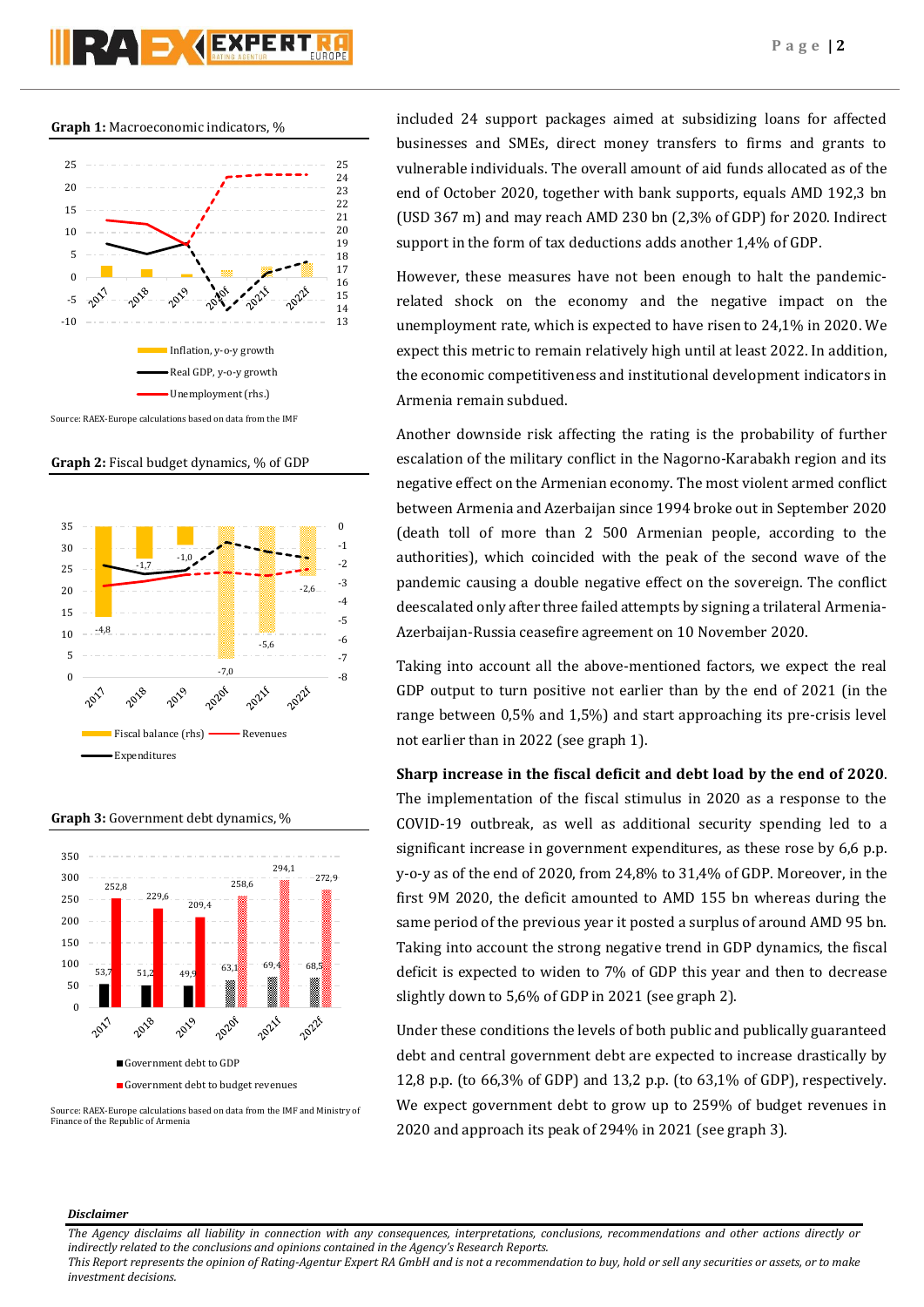**Graph 1:** Macroeconomic indicators, %

Source: RAEX-Europe calculations based on data from the IMF

**Graph 2:** Fiscal budget dynamics, % of GDP

**Graph 3:** Government debt dynamics, %

Source: RAEX-Europe calculations based on data from the IMF and Ministry of Finance of the Republic of Armenia

included 24 support packages aimed at subsidizing loans for affected businesses and SMEs, direct money transfers to firms and grants to vulnerable individuals. The overall amount of aid funds allocated as of the end of October 2020, together with bank supports, equals AMD 192,3 bn (USD 367 m) and may reach AMD 230 bn (2,3% of GDP) for 2020. Indirect support in the form of tax deductions adds another 1,4% of GDP.

However, these measures have not been enough to halt the pandemic-related shock on the economy and the negative impact on the unemployment rate, which is expected to have risen to 24,1% in 2020. We expect this metric to remain relatively high until at least 2022. In addition, the economic competitiveness and institutional development indicators in Armenia remain subdued.

Another downside risk affecting the rating is the probability of further escalation of the military conflict in the Nagorno-Karabakh region and its negative effect on the Armenian economy. The most violent armed conflict between Armenia and Azerbaijan since 1994 broke out in September 2020 (death toll of more than 2 500 Armenian people, according to the authorities), which coincided with the peak of the second wave of the pandemic causing a double negative effect on the sovereign. The conflict deescalated only after three failed attempts by signing a trilateral Armenia-Azerbaijan-Russia ceasefire agreement on 10 November 2020.

Taking into account all the above-mentioned factors, we expect the real GDP output to turn positive not earlier than by the end of 2021 (in the range between 0,5% and 1,5%) and start approaching its pre-crisis level not earlier than in 2022 (see graph 1).

**Sharp increase in the fiscal deficit and debt load by the end of 2020.** The implementation of the fiscal stimulus in 2020 as a response to the COVID-19 outbreak, as well as additional security spending led to a significant increase in government expenditures, as these rose by 6,6 p.p. y-o-y as of the end of 2020, from 24,8% to 31,4% of GDP. Moreover, in the first 9M 2020, the deficit amounted to AMD 155 bn whereas during the same period of the previous year it posted a surplus of around AMD 95 bn. Taking into account the strong negative trend in GDP dynamics, the fiscal deficit is expected to widen to 7% of GDP this year and then to decrease slightly down to 5,6% of GDP in 2021 (see graph 2).

Under these conditions the levels of both public and publically guaranteed debt and central government debt are expected to increase drastically by 12,8 p.p. (to 66,3% of GDP) and 13,2 p.p. (to 63,1% of GDP), respectively. We expect government debt to grow up to 259% of budget revenues in 2020 and approach its peak of 294% in 2021 (see graph 3).

***Disclaimer***

*The Agency disclaims all liability in connection with any consequences, interpretations, conclusions, recommendations and other actions directly or indirectly related to the conclusions and opinions contained in the Agency's Research Reports.*
*This Report represents the opinion of Rating-Agentur Expert RA GmbH and is not a recommendation to buy, hold or sell any securities or assets, or to make investment decisions.*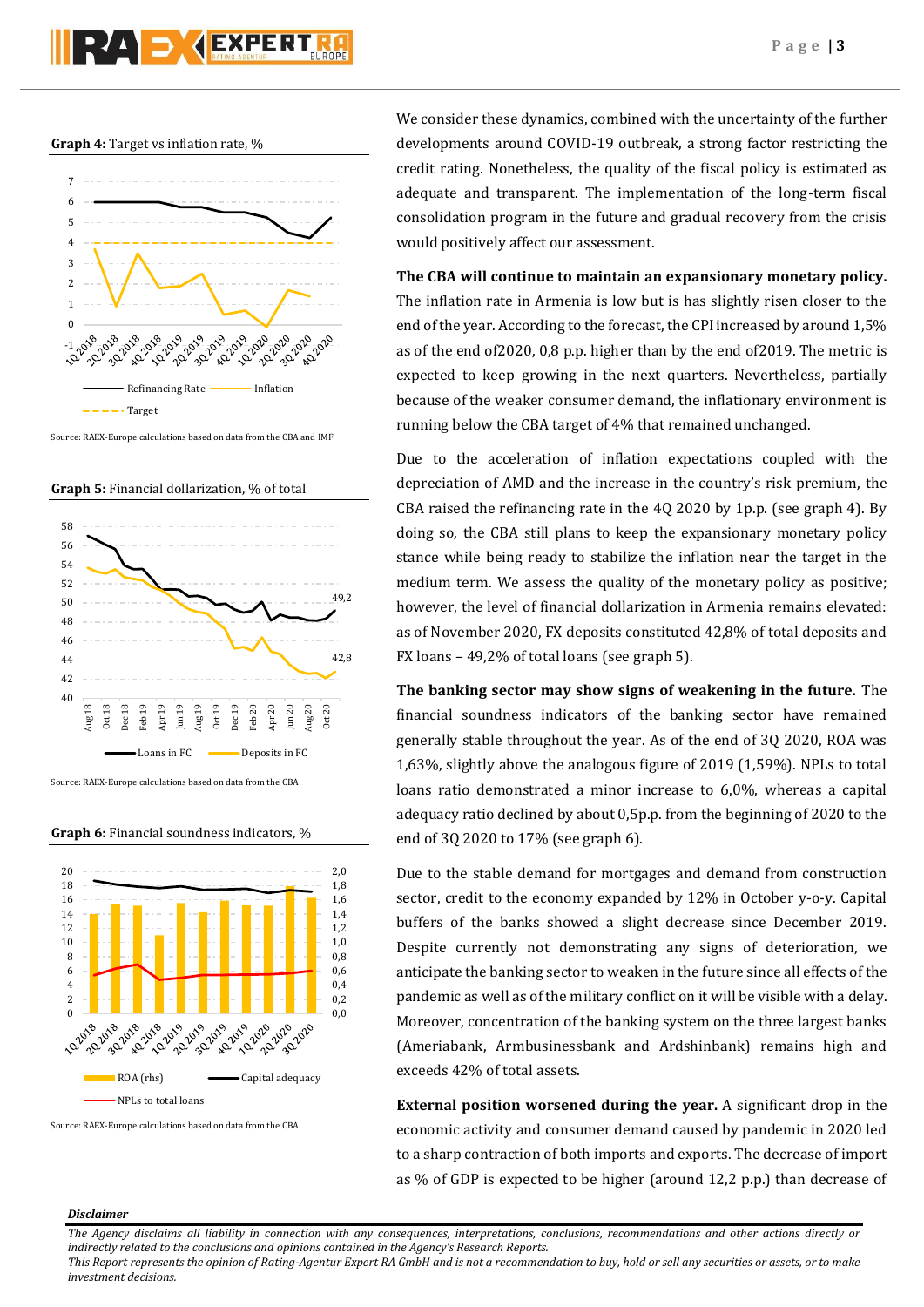**Graph 4:** Target vs inflation rate, %

Source: RAEX-Europe calculations based on data from the CBA and IMF

**Graph 5:** Financial dollarization, % of total

Source: RAEX-Europe calculations based on data from the CBA

**Graph 6:** Financial soundness indicators, %

Source: RAEX-Europe calculations based on data from the CBA

We consider these dynamics, combined with the uncertainty of the further developments around COVID-19 outbreak, a strong factor restricting the credit rating. Nonetheless, the quality of the fiscal policy is estimated as adequate and transparent. The implementation of the long-term fiscal consolidation program in the future and gradual recovery from the crisis would positively affect our assessment.

**The CBA will continue to maintain an expansionary monetary policy.** The inflation rate in Armenia is low but is has slightly risen closer to the end of the year. According to the forecast, the CPI increased by around 1,5% as of the end of2020, 0,8 p.p. higher than by the end of2019. The metric is expected to keep growing in the next quarters. Nevertheless, partially because of the weaker consumer demand, the inflationary environment is running below the CBA target of 4% that remained unchanged.

Due to the acceleration of inflation expectations coupled with the depreciation of AMD and the increase in the country's risk premium, the CBA raised the refinancing rate in the 4Q 2020 by 1p.p. (see graph 4). By doing so, the CBA still plans to keep the expansionary monetary policy stance while being ready to stabilize the inflation near the target in the medium term. We assess the quality of the monetary policy as positive; however, the level of financial dollarization in Armenia remains elevated: as of November 2020, FX deposits constituted 42,8% of total deposits and FX loans – 49,2% of total loans (see graph 5).

**The banking sector may show signs of weakening in the future.** The financial soundness indicators of the banking sector have remained generally stable throughout the year. As of the end of 3Q 2020, ROA was 1,63%, slightly above the analogous figure of 2019 (1,59%). NPLs to total loans ratio demonstrated a minor increase to 6,0%, whereas a capital adequacy ratio declined by about 0,5p.p. from the beginning of 2020 to the end of 3Q 2020 to 17% (see graph 6).

Due to the stable demand for mortgages and demand from construction sector, credit to the economy expanded by 12% in October y-o-y. Capital buffers of the banks showed a slight decrease since December 2019. Despite currently not demonstrating any signs of deterioration, we anticipate the banking sector to weaken in the future since all effects of the pandemic as well as of the military conflict on it will be visible with a delay. Moreover, concentration of the banking system on the three largest banks (Ameriabank, Armbusinessbank and Ardshinbank) remains high and exceeds 42% of total assets.

**External position worsened during the year.** A significant drop in the economic activity and consumer demand caused by pandemic in 2020 led to a sharp contraction of both imports and exports. The decrease of import as % of GDP is expected to be higher (around 12,2 p.p.) than decrease of

***Disclaimer***

*The Agency disclaims all liability in connection with any consequences, interpretations, conclusions, recommendations and other actions directly or indirectly related to the conclusions and opinions contained in the Agency's Research Reports.*
*This Report represents the opinion of Rating-Agentur Expert RA GmbH and is not a recommendation to buy, hold or sell any securities or assets, or to make investment decisions.*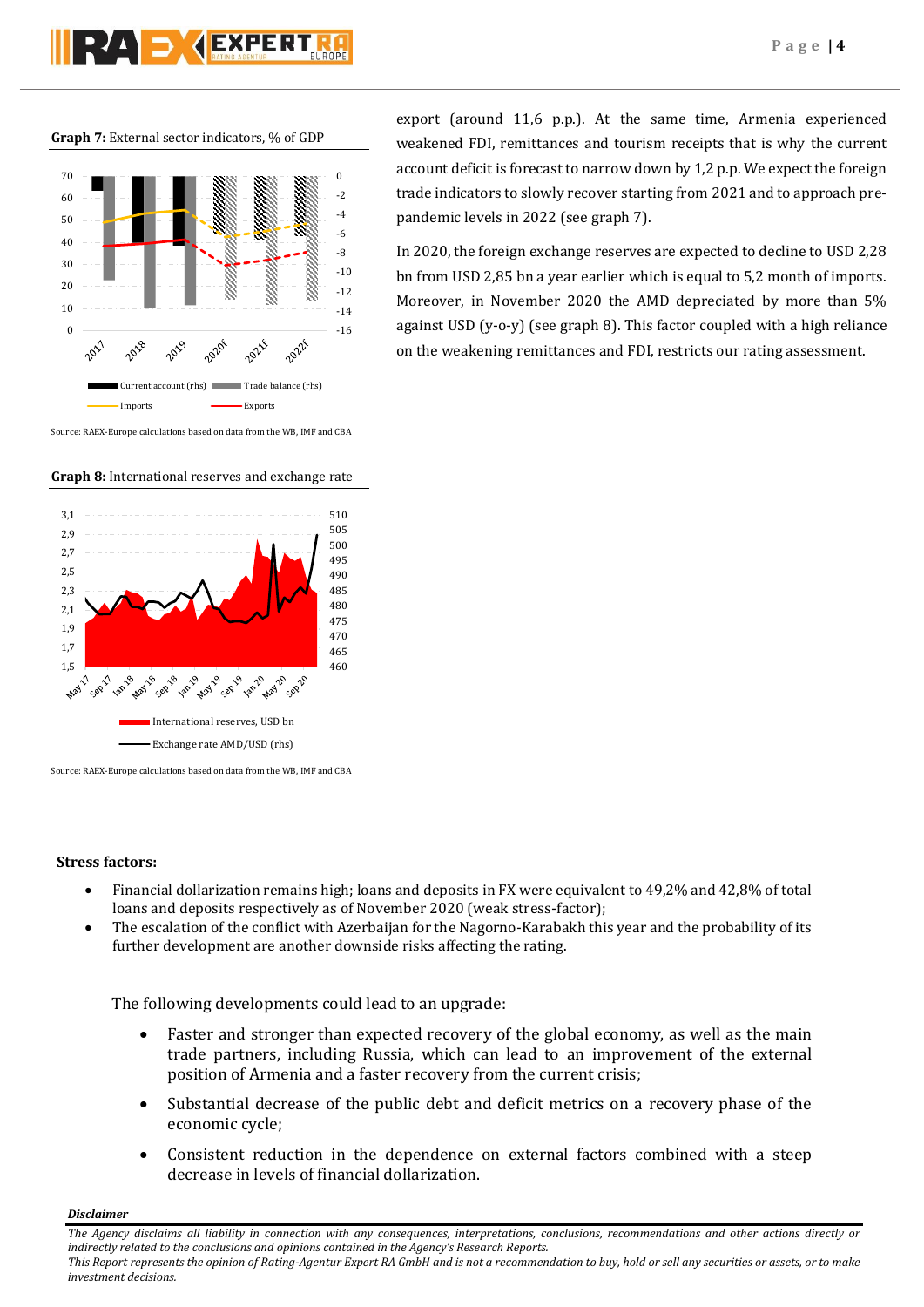**Graph 7:** External sector indicators, % of GDP

Source: RAEX-Europe calculations based on data from the WB, IMF and CBA

**Graph 8:** International reserves and exchange rate

Source: RAEX-Europe calculations based on data from the WB, IMF and CBA

export (around 11,6 p.p.). At the same time, Armenia experienced weakened FDI, remittances and tourism receipts that is why the current account deficit is forecast to narrow down by 1,2 p.p. We expect the foreign trade indicators to slowly recover starting from 2021 and to approach pre-pandemic levels in 2022 (see graph 7).

In 2020, the foreign exchange reserves are expected to decline to USD 2,28 bn from USD 2,85 bn a year earlier which is equal to 5,2 month of imports. Moreover, in November 2020 the AMD depreciated by more than 5% against USD (y-o-y) (see graph 8). This factor coupled with a high reliance on the weakening remittances and FDI, restricts our rating assessment.

**Stress factors:**

- Financial dollarization remains high; loans and deposits in FX were equivalent to 49,2% and 42,8% of total loans and deposits respectively as of November 2020 (weak stress-factor);
- The escalation of the conflict with Azerbaijan for the Nagorno-Karabakh this year and the probability of its further development are another downside risks affecting the rating.

The following developments could lead to an upgrade:

- Faster and stronger than expected recovery of the global economy, as well as the main trade partners, including Russia, which can lead to an improvement of the external position of Armenia and a faster recovery from the current crisis;
- Substantial decrease of the public debt and deficit metrics on a recovery phase of the economic cycle;
- Consistent reduction in the dependence on external factors combined with a steep decrease in levels of financial dollarization.

***Disclaimer***

*The Agency disclaims all liability in connection with any consequences, interpretations, conclusions, recommendations and other actions directly or indirectly related to the conclusions and opinions contained in the Agency's Research Reports.*
*This Report represents the opinion of Rating-Agentur Expert RA GmbH and is not a recommendation to buy, hold or sell any securities or assets, or to make investment decisions.*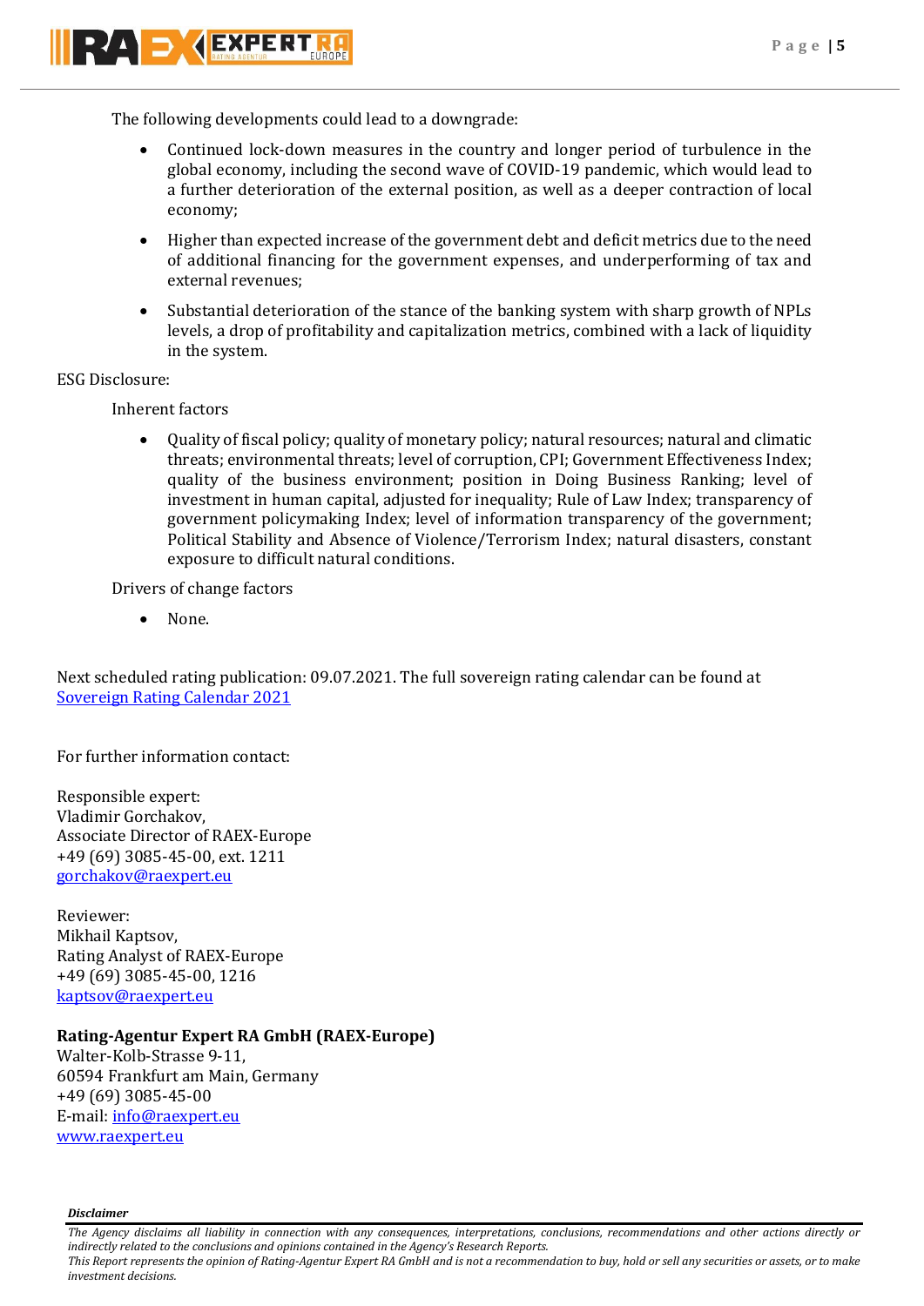The following developments could lead to a downgrade:

- Continued lock-down measures in the country and longer period of turbulence in the global economy, including the second wave of COVID-19 pandemic, which would lead to a further deterioration of the external position, as well as a deeper contraction of local economy;
- Higher than expected increase of the government debt and deficit metrics due to the need of additional financing for the government expenses, and underperforming of tax and external revenues;
- Substantial deterioration of the stance of the banking system with sharp growth of NPLs levels, a drop of profitability and capitalization metrics, combined with a lack of liquidity in the system.

ESG Disclosure:

Inherent factors

- Quality of fiscal policy; quality of monetary policy; natural resources; natural and climatic threats; environmental threats; level of corruption, CPI; Government Effectiveness Index; quality of the business environment; position in Doing Business Ranking; level of investment in human capital, adjusted for inequality; Rule of Law Index; transparency of government policymaking Index; level of information transparency of the government; Political Stability and Absence of Violence/Terrorism Index; natural disasters, constant exposure to difficult natural conditions.

Drivers of change factors

- None.

Next scheduled rating publication: 09.07.2021. The full sovereign rating calendar can be found at [Sovereign Rating Calendar 2021]

For further information contact:

Responsible expert:
Vladimir Gorchakov,
Associate Director of RAEX-Europe
+49 (69) 3085-45-00, ext. 1211
gorchakov@raexpert.eu

Reviewer:
Mikhail Kaptsov,
Rating Analyst of RAEX-Europe
+49 (69) 3085-45-00, 1216
kaptsov@raexpert.eu

**Rating-Agentur Expert RA GmbH (RAEX-Europe)**
Walter-Kolb-Strasse 9-11,
60594 Frankfurt am Main, Germany
+49 (69) 3085-45-00
E-mail: info@raexpert.eu
www.raexpert.eu

***Disclaimer***

*The Agency disclaims all liability in connection with any consequences, interpretations, conclusions, recommendations and other actions directly or indirectly related to the conclusions and opinions contained in the Agency's Research Reports.*
*This Report represents the opinion of Rating-Agentur Expert RA GmbH and is not a recommendation to buy, hold or sell any securities or assets, or to make investment decisions.*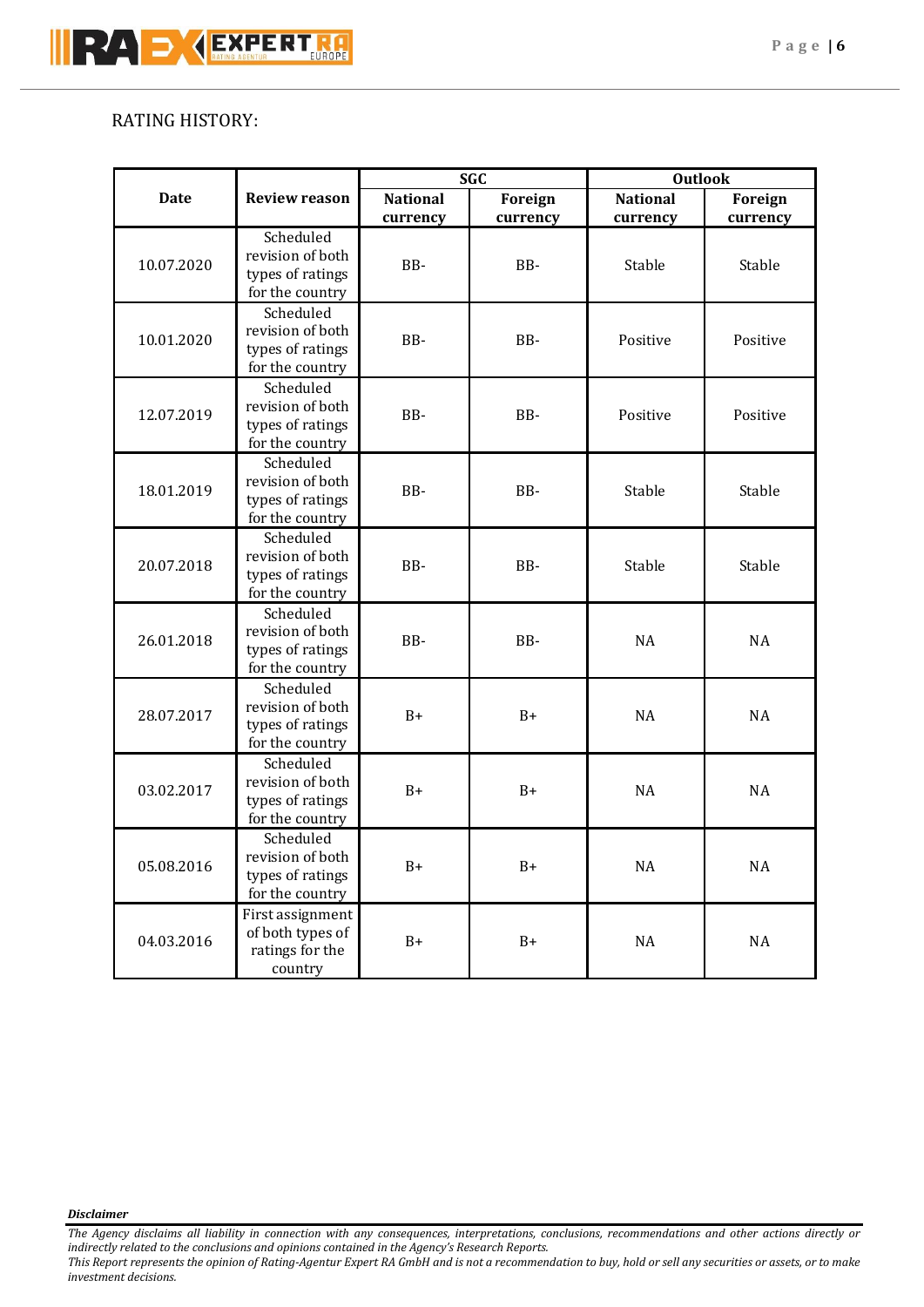RATING HISTORY:

| Date | Review reason | SGC | | Outlook | |
|---|---|---|---|---|---|
| | | National currency | Foreign currency | National currency | Foreign currency |
| 10.07.2020 | Scheduled revision of both types of ratings for the country | BB- | BB- | Stable | Stable |
| 10.01.2020 | Scheduled revision of both types of ratings for the country | BB- | BB- | Positive | Positive |
| 12.07.2019 | Scheduled revision of both types of ratings for the country | BB- | BB- | Positive | Positive |
| 18.01.2019 | Scheduled revision of both types of ratings for the country | BB- | BB- | Stable | Stable |
| 20.07.2018 | Scheduled revision of both types of ratings for the country | BB- | BB- | Stable | Stable |
| 26.01.2018 | Scheduled revision of both types of ratings for the country | BB- | BB- | NA | NA |
| 28.07.2017 | Scheduled revision of both types of ratings for the country | B+ | B+ | NA | NA |
| 03.02.2017 | Scheduled revision of both types of ratings for the country | B+ | B+ | NA | NA |
| 05.08.2016 | Scheduled revision of both types of ratings for the country | B+ | B+ | NA | NA |
| 04.03.2016 | First assignment of both types of ratings for the country | B+ | B+ | NA | NA |

***Disclaimer***

*The Agency disclaims all liability in connection with any consequences, interpretations, conclusions, recommendations and other actions directly or indirectly related to the conclusions and opinions contained in the Agency's Research Reports.*
*This Report represents the opinion of Rating-Agentur Expert RA GmbH and is not a recommendation to buy, hold or sell any securities or assets, or to make investment decisions.*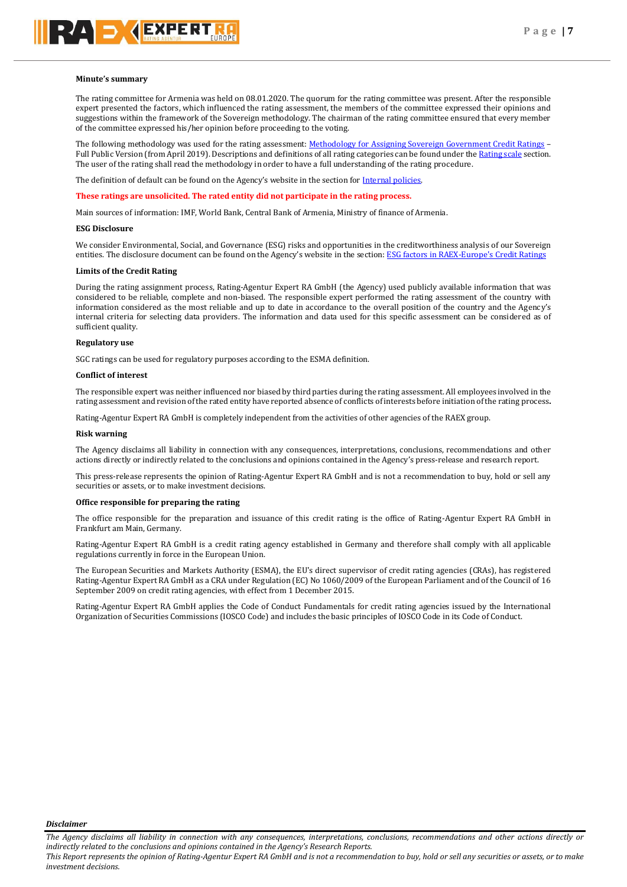**Minute's summary**

The rating committee for Armenia was held on 08.01.2020. The quorum for the rating committee was present. After the responsible expert presented the factors, which influenced the rating assessment, the members of the committee expressed their opinions and suggestions within the framework of the Sovereign methodology. The chairman of the rating committee ensured that every member of the committee expressed his/her opinion before proceeding to the voting.

The following methodology was used for the rating assessment: Methodology for Assigning Sovereign Government Credit Ratings – Full Public Version (from April 2019). Descriptions and definitions of all rating categories can be found under the Rating scale section. The user of the rating shall read the methodology in order to have a full understanding of the rating procedure.

The definition of default can be found on the Agency's website in the section for Internal policies.

**These ratings are unsolicited. The rated entity did not participate in the rating process.**

Main sources of information: IMF, World Bank, Central Bank of Armenia, Ministry of finance of Armenia.

**ESG Disclosure**

We consider Environmental, Social, and Governance (ESG) risks and opportunities in the creditworthiness analysis of our Sovereign entities. The disclosure document can be found on the Agency's website in the section: ESG factors in RAEX-Europe's Credit Ratings

**Limits of the Credit Rating**

During the rating assignment process, Rating-Agentur Expert RA GmbH (the Agency) used publicly available information that was considered to be reliable, complete and non-biased. The responsible expert performed the rating assessment of the country with information considered as the most reliable and up to date in accordance to the overall position of the country and the Agency's internal criteria for selecting data providers. The information and data used for this specific assessment can be considered as of sufficient quality.

**Regulatory use**

SGC ratings can be used for regulatory purposes according to the ESMA definition.

**Conflict of interest**

The responsible expert was neither influenced nor biased by third parties during the rating assessment. All employees involved in the rating assessment and revision of the rated entity have reported absence of conflicts of interests before initiation of the rating process.

Rating-Agentur Expert RA GmbH is completely independent from the activities of other agencies of the RAEX group.

**Risk warning**

The Agency disclaims all liability in connection with any consequences, interpretations, conclusions, recommendations and other actions directly or indirectly related to the conclusions and opinions contained in the Agency's press-release and research report.

This press-release represents the opinion of Rating-Agentur Expert RA GmbH and is not a recommendation to buy, hold or sell any securities or assets, or to make investment decisions.

**Office responsible for preparing the rating**

The office responsible for the preparation and issuance of this credit rating is the office of Rating-Agentur Expert RA GmbH in Frankfurt am Main, Germany.

Rating-Agentur Expert RA GmbH is a credit rating agency established in Germany and therefore shall comply with all applicable regulations currently in force in the European Union.

The European Securities and Markets Authority (ESMA), the EU's direct supervisor of credit rating agencies (CRAs), has registered Rating-Agentur Expert RA GmbH as a CRA under Regulation (EC) No 1060/2009 of the European Parliament and of the Council of 16 September 2009 on credit rating agencies, with effect from 1 December 2015.

Rating-Agentur Expert RA GmbH applies the Code of Conduct Fundamentals for credit rating agencies issued by the International Organization of Securities Commissions (IOSCO Code) and includes the basic principles of IOSCO Code in its Code of Conduct.

***Disclaimer***

*The Agency disclaims all liability in connection with any consequences, interpretations, conclusions, recommendations and other actions directly or indirectly related to the conclusions and opinions contained in the Agency's Research Reports.*

*This Report represents the opinion of Rating-Agentur Expert RA GmbH and is not a recommendation to buy, hold or sell any securities or assets, or to make investment decisions.*